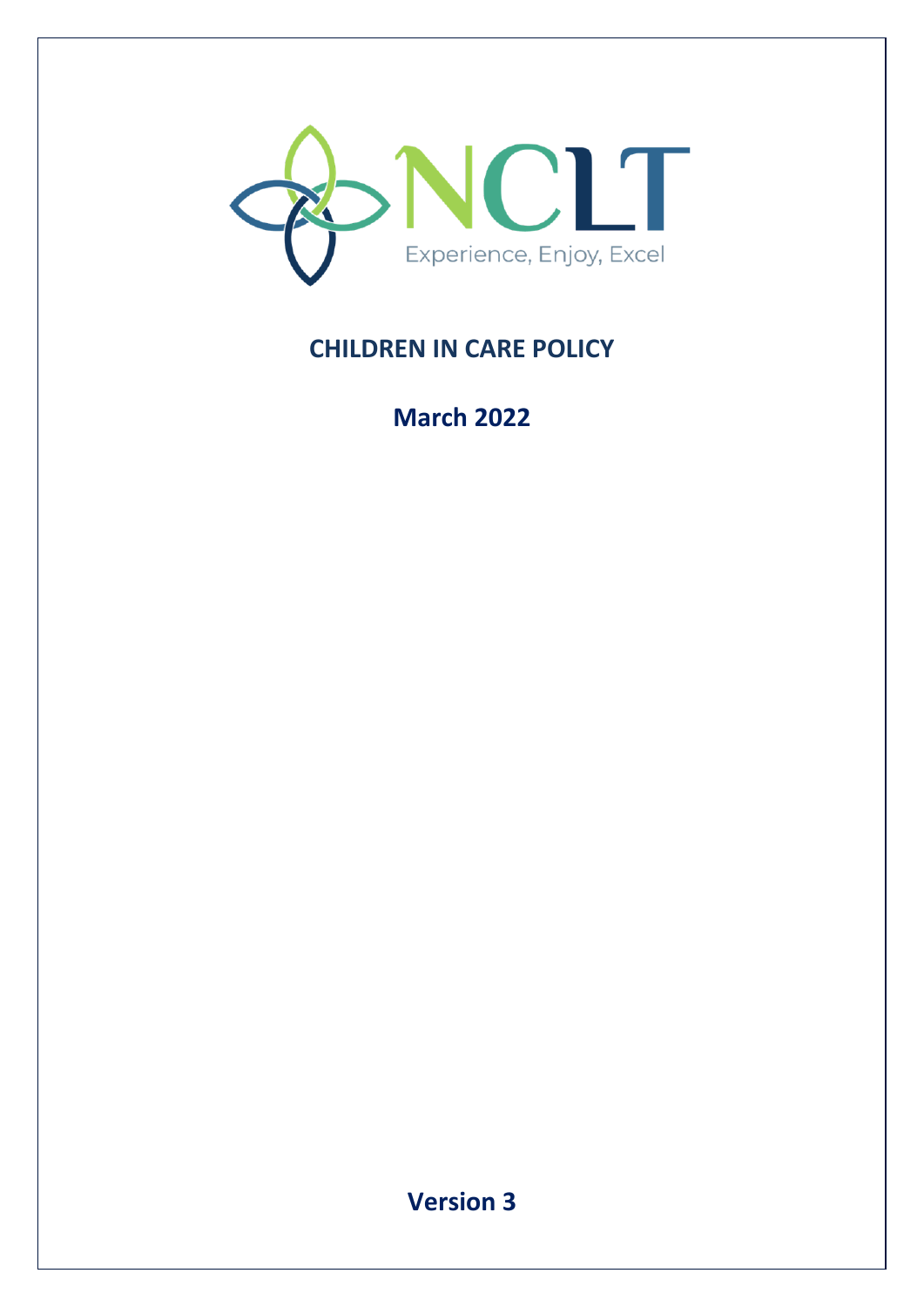NCLT

Experience, Enjoy, Excel

# CHILDREN IN CARE POLICY

## March 2022

## Version 3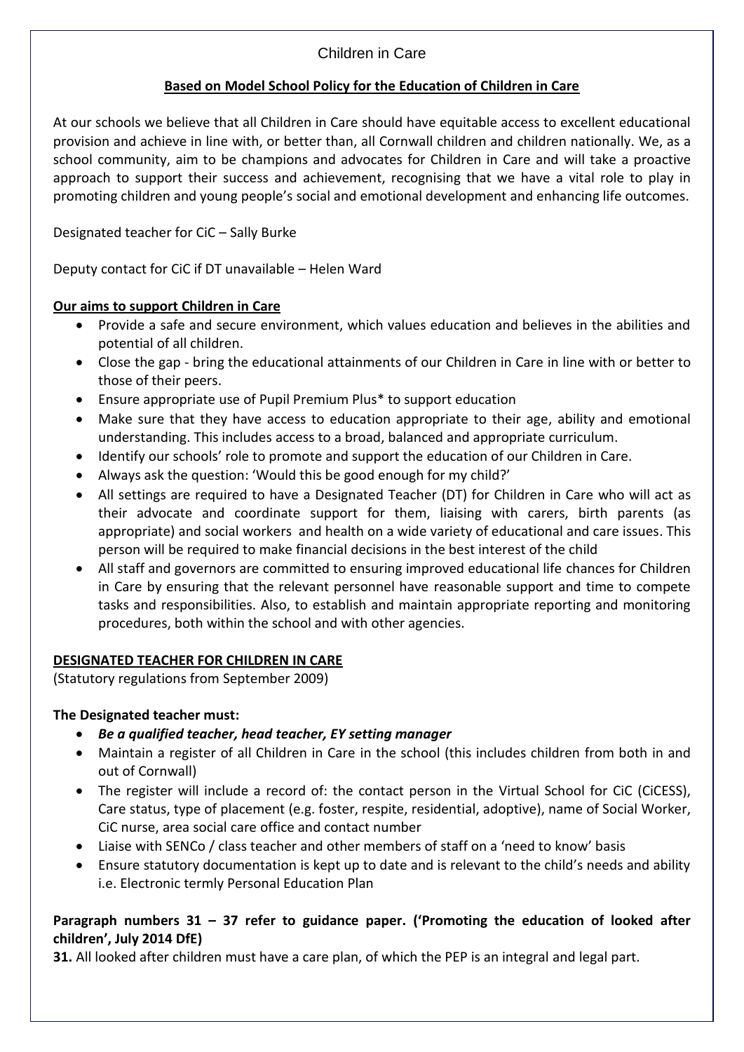Children in Care

**Based on Model School Policy for the Education of Children in Care**

At our schools we believe that all Children in Care should have equitable access to excellent educational provision and achieve in line with, or better than, all Cornwall children and children nationally. We, as a school community, aim to be champions and advocates for Children in Care and will take a proactive approach to support their success and achievement, recognising that we have a vital role to play in promoting children and young people's social and emotional development and enhancing life outcomes.

Designated teacher for CiC – Sally Burke

Deputy contact for CiC if DT unavailable – Helen Ward

**Our aims to support Children in Care**

- Provide a safe and secure environment, which values education and believes in the abilities and potential of all children.
- Close the gap - bring the educational attainments of our Children in Care in line with or better to those of their peers.
- Ensure appropriate use of Pupil Premium Plus* to support education
- Make sure that they have access to education appropriate to their age, ability and emotional understanding. This includes access to a broad, balanced and appropriate curriculum.
- Identify our schools' role to promote and support the education of our Children in Care.
- Always ask the question: 'Would this be good enough for my child?'
- All settings are required to have a Designated Teacher (DT) for Children in Care who will act as their advocate and coordinate support for them, liaising with carers, birth parents (as appropriate) and social workers and health on a wide variety of educational and care issues. This person will be required to make financial decisions in the best interest of the child
- All staff and governors are committed to ensuring improved educational life chances for Children in Care by ensuring that the relevant personnel have reasonable support and time to compete tasks and responsibilities. Also, to establish and maintain appropriate reporting and monitoring procedures, both within the school and with other agencies.

**DESIGNATED TEACHER FOR CHILDREN IN CARE**

(Statutory regulations from September 2009)

**The Designated teacher must:**

- ***Be a qualified teacher, head teacher, EY setting manager***
- Maintain a register of all Children in Care in the school (this includes children from both in and out of Cornwall)
- The register will include a record of: the contact person in the Virtual School for CiC (CiCESS), Care status, type of placement (e.g. foster, respite, residential, adoptive), name of Social Worker, CiC nurse, area social care office and contact number
- Liaise with SENCo / class teacher and other members of staff on a 'need to know' basis
- Ensure statutory documentation is kept up to date and is relevant to the child's needs and ability i.e. Electronic termly Personal Education Plan

**Paragraph numbers 31 – 37 refer to guidance paper. ('Promoting the education of looked after children', July 2014 DfE)**

**31.** All looked after children must have a care plan, of which the PEP is an integral and legal part.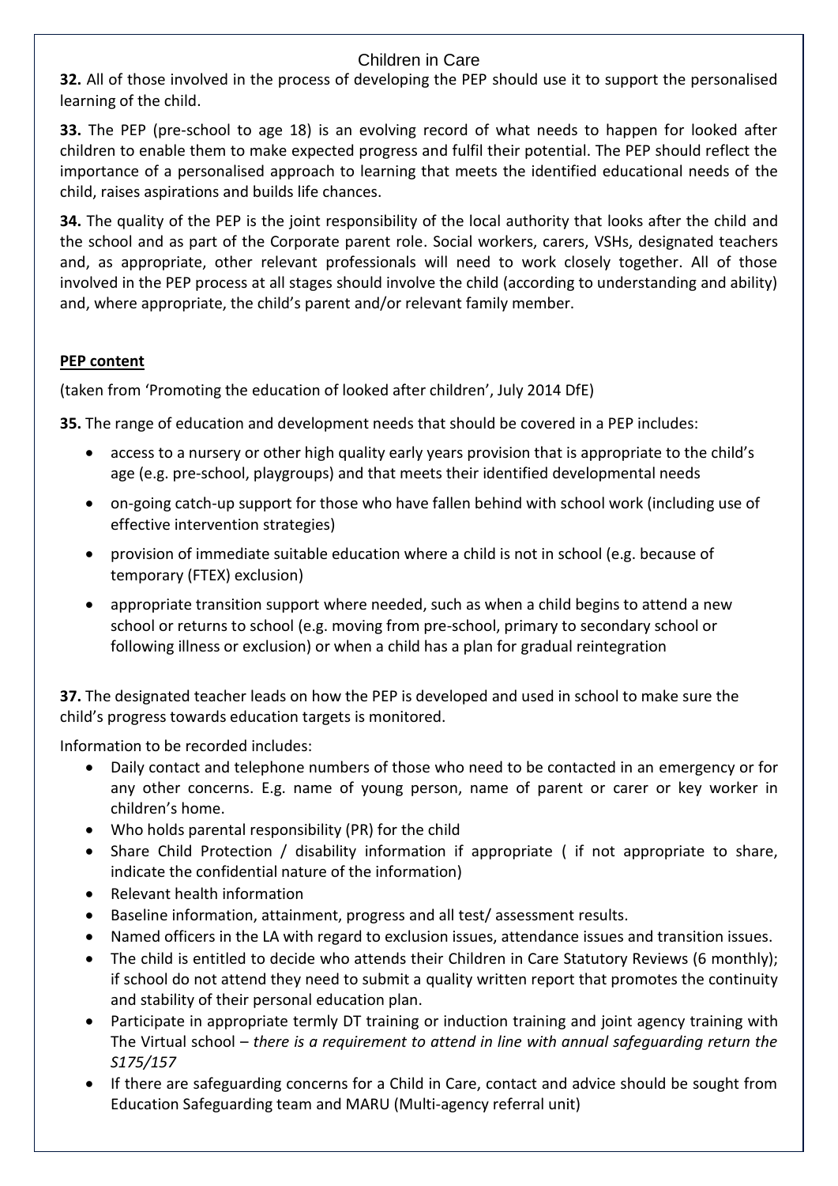Children in Care

**32.** All of those involved in the process of developing the PEP should use it to support the personalised learning of the child.

**33.** The PEP (pre-school to age 18) is an evolving record of what needs to happen for looked after children to enable them to make expected progress and fulfil their potential. The PEP should reflect the importance of a personalised approach to learning that meets the identified educational needs of the child, raises aspirations and builds life chances.

**34.** The quality of the PEP is the joint responsibility of the local authority that looks after the child and the school and as part of the Corporate parent role. Social workers, carers, VSHs, designated teachers and, as appropriate, other relevant professionals will need to work closely together. All of those involved in the PEP process at all stages should involve the child (according to understanding and ability) and, where appropriate, the child's parent and/or relevant family member.

**PEP content**

(taken from 'Promoting the education of looked after children', July 2014 DfE)

**35.** The range of education and development needs that should be covered in a PEP includes:

- access to a nursery or other high quality early years provision that is appropriate to the child's age (e.g. pre-school, playgroups) and that meets their identified developmental needs
- on-going catch-up support for those who have fallen behind with school work (including use of effective intervention strategies)
- provision of immediate suitable education where a child is not in school (e.g. because of temporary (FTEX) exclusion)
- appropriate transition support where needed, such as when a child begins to attend a new school or returns to school (e.g. moving from pre-school, primary to secondary school or following illness or exclusion) or when a child has a plan for gradual reintegration

**37.** The designated teacher leads on how the PEP is developed and used in school to make sure the child's progress towards education targets is monitored.

Information to be recorded includes:

- Daily contact and telephone numbers of those who need to be contacted in an emergency or for any other concerns. E.g. name of young person, name of parent or carer or key worker in children's home.
- Who holds parental responsibility (PR) for the child
- Share Child Protection / disability information if appropriate ( if not appropriate to share, indicate the confidential nature of the information)
- Relevant health information
- Baseline information, attainment, progress and all test/ assessment results.
- Named officers in the LA with regard to exclusion issues, attendance issues and transition issues.
- The child is entitled to decide who attends their Children in Care Statutory Reviews (6 monthly); if school do not attend they need to submit a quality written report that promotes the continuity and stability of their personal education plan.
- Participate in appropriate termly DT training or induction training and joint agency training with The Virtual school – *there is a requirement to attend in line with annual safeguarding return the S175/157*
- If there are safeguarding concerns for a Child in Care, contact and advice should be sought from Education Safeguarding team and MARU (Multi-agency referral unit)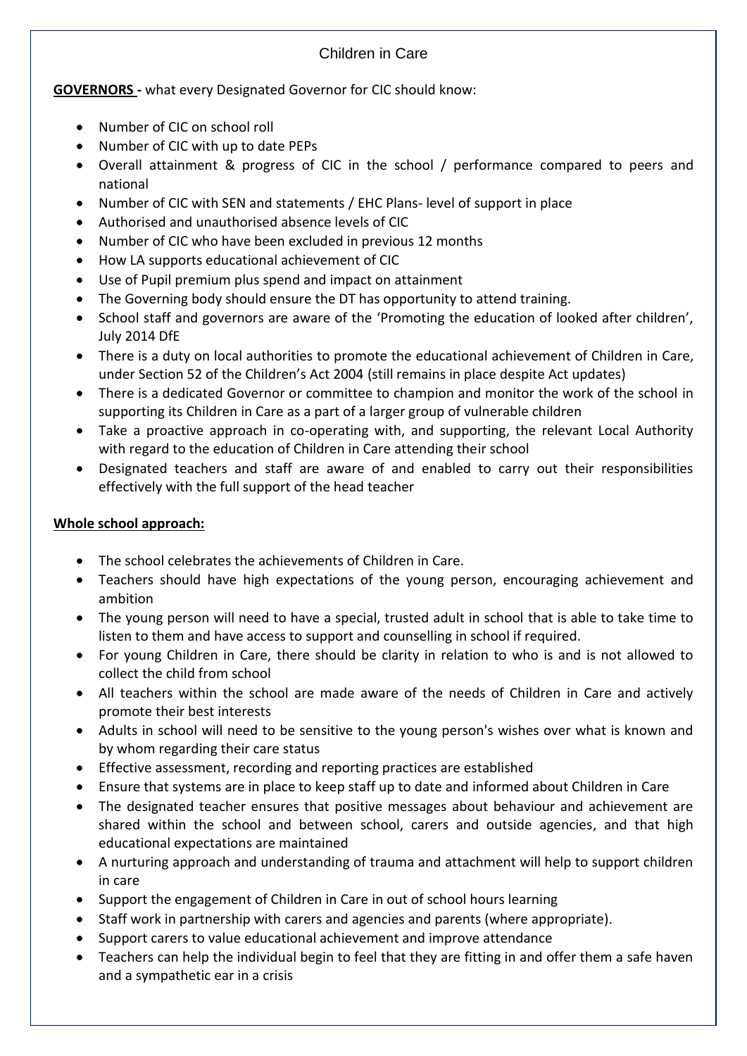# Children in Care

**GOVERNORS -** what every Designated Governor for CIC should know:

- Number of CIC on school roll
- Number of CIC with up to date PEPs
- Overall attainment & progress of CIC in the school / performance compared to peers and national
- Number of CIC with SEN and statements / EHC Plans- level of support in place
- Authorised and unauthorised absence levels of CIC
- Number of CIC who have been excluded in previous 12 months
- How LA supports educational achievement of CIC
- Use of Pupil premium plus spend and impact on attainment
- The Governing body should ensure the DT has opportunity to attend training.
- School staff and governors are aware of the 'Promoting the education of looked after children', July 2014 DfE
- There is a duty on local authorities to promote the educational achievement of Children in Care, under Section 52 of the Children's Act 2004 (still remains in place despite Act updates)
- There is a dedicated Governor or committee to champion and monitor the work of the school in supporting its Children in Care as a part of a larger group of vulnerable children
- Take a proactive approach in co-operating with, and supporting, the relevant Local Authority with regard to the education of Children in Care attending their school
- Designated teachers and staff are aware of and enabled to carry out their responsibilities effectively with the full support of the head teacher

**Whole school approach:**

- The school celebrates the achievements of Children in Care.
- Teachers should have high expectations of the young person, encouraging achievement and ambition
- The young person will need to have a special, trusted adult in school that is able to take time to listen to them and have access to support and counselling in school if required.
- For young Children in Care, there should be clarity in relation to who is and is not allowed to collect the child from school
- All teachers within the school are made aware of the needs of Children in Care and actively promote their best interests
- Adults in school will need to be sensitive to the young person's wishes over what is known and by whom regarding their care status
- Effective assessment, recording and reporting practices are established
- Ensure that systems are in place to keep staff up to date and informed about Children in Care
- The designated teacher ensures that positive messages about behaviour and achievement are shared within the school and between school, carers and outside agencies, and that high educational expectations are maintained
- A nurturing approach and understanding of trauma and attachment will help to support children in care
- Support the engagement of Children in Care in out of school hours learning
- Staff work in partnership with carers and agencies and parents (where appropriate).
- Support carers to value educational achievement and improve attendance
- Teachers can help the individual begin to feel that they are fitting in and offer them a safe haven and a sympathetic ear in a crisis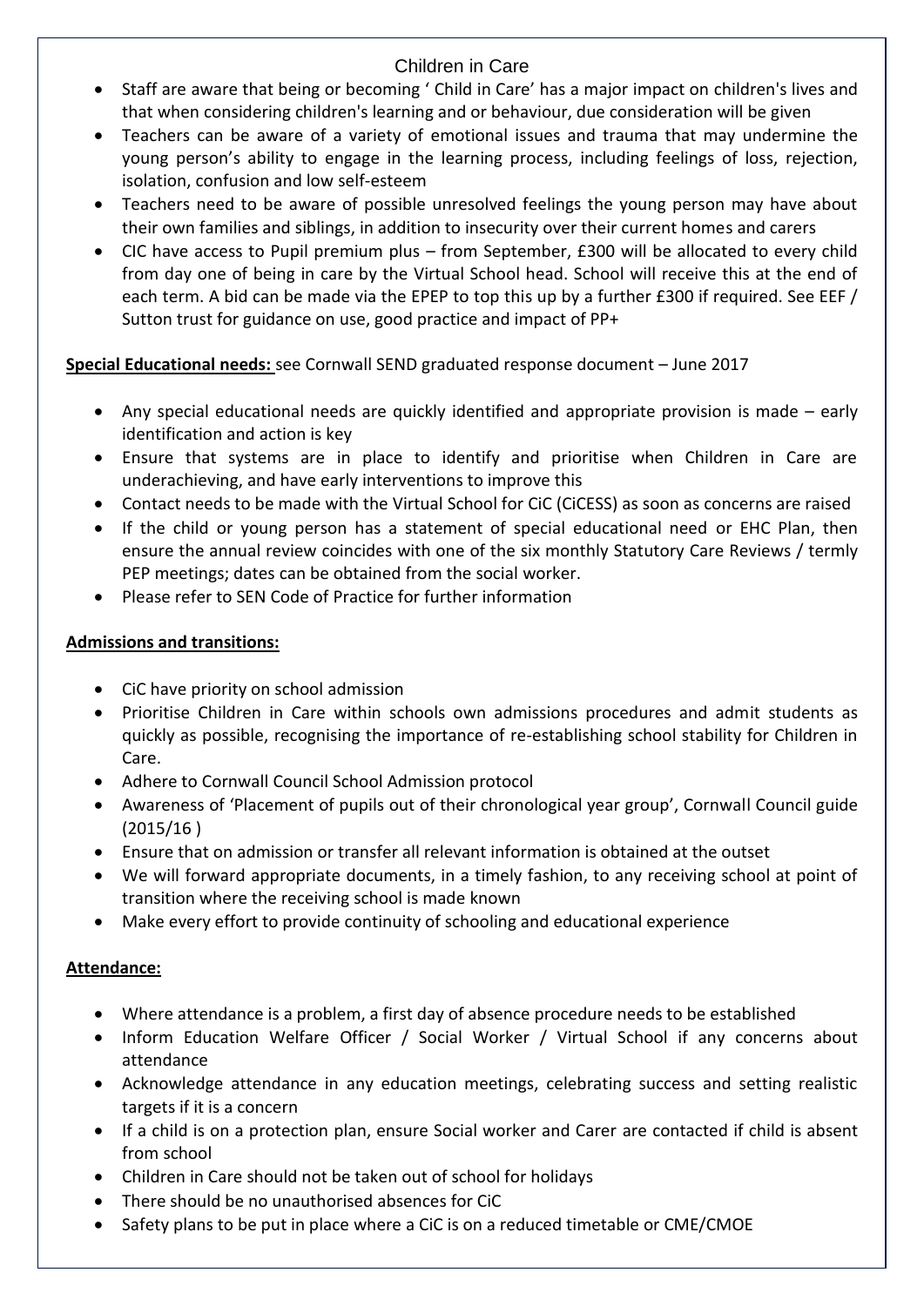## Children in Care

- Staff are aware that being or becoming ' Child in Care' has a major impact on children's lives and that when considering children's learning and or behaviour, due consideration will be given
- Teachers can be aware of a variety of emotional issues and trauma that may undermine the young person's ability to engage in the learning process, including feelings of loss, rejection, isolation, confusion and low self-esteem
- Teachers need to be aware of possible unresolved feelings the young person may have about their own families and siblings, in addition to insecurity over their current homes and carers
- CIC have access to Pupil premium plus – from September, £300 will be allocated to every child from day one of being in care by the Virtual School head. School will receive this at the end of each term. A bid can be made via the EPEP to top this up by a further £300 if required. See EEF / Sutton trust for guidance on use, good practice and impact of PP+

**Special Educational needs:** see Cornwall SEND graduated response document – June 2017

- Any special educational needs are quickly identified and appropriate provision is made – early identification and action is key
- Ensure that systems are in place to identify and prioritise when Children in Care are underachieving, and have early interventions to improve this
- Contact needs to be made with the Virtual School for CiC (CiCESS) as soon as concerns are raised
- If the child or young person has a statement of special educational need or EHC Plan, then ensure the annual review coincides with one of the six monthly Statutory Care Reviews / termly PEP meetings; dates can be obtained from the social worker.
- Please refer to SEN Code of Practice for further information

**Admissions and transitions:**

- CiC have priority on school admission
- Prioritise Children in Care within schools own admissions procedures and admit students as quickly as possible, recognising the importance of re-establishing school stability for Children in Care.
- Adhere to Cornwall Council School Admission protocol
- Awareness of 'Placement of pupils out of their chronological year group', Cornwall Council guide (2015/16 )
- Ensure that on admission or transfer all relevant information is obtained at the outset
- We will forward appropriate documents, in a timely fashion, to any receiving school at point of transition where the receiving school is made known
- Make every effort to provide continuity of schooling and educational experience

**Attendance:**

- Where attendance is a problem, a first day of absence procedure needs to be established
- Inform Education Welfare Officer / Social Worker / Virtual School if any concerns about attendance
- Acknowledge attendance in any education meetings, celebrating success and setting realistic targets if it is a concern
- If a child is on a protection plan, ensure Social worker and Carer are contacted if child is absent from school
- Children in Care should not be taken out of school for holidays
- There should be no unauthorised absences for CiC
- Safety plans to be put in place where a CiC is on a reduced timetable or CME/CMOE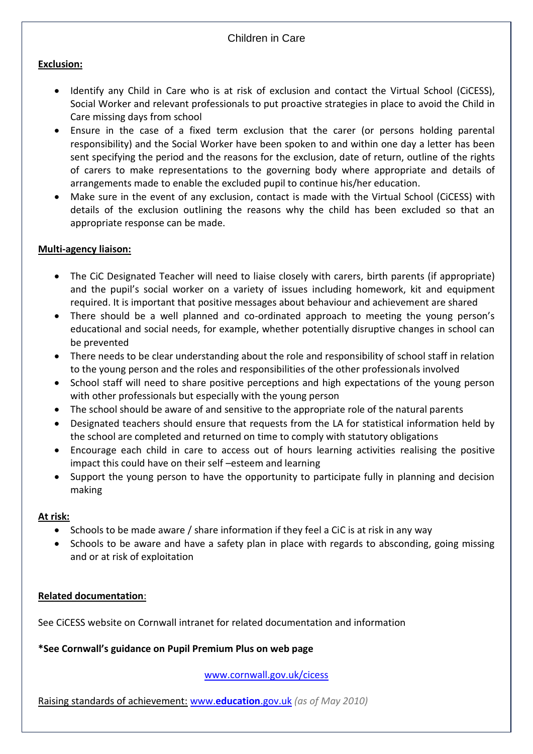Children in Care

**Exclusion:**

- Identify any Child in Care who is at risk of exclusion and contact the Virtual School (CiCESS), Social Worker and relevant professionals to put proactive strategies in place to avoid the Child in Care missing days from school
- Ensure in the case of a fixed term exclusion that the carer (or persons holding parental responsibility) and the Social Worker have been spoken to and within one day a letter has been sent specifying the period and the reasons for the exclusion, date of return, outline of the rights of carers to make representations to the governing body where appropriate and details of arrangements made to enable the excluded pupil to continue his/her education.
- Make sure in the event of any exclusion, contact is made with the Virtual School (CiCESS) with details of the exclusion outlining the reasons why the child has been excluded so that an appropriate response can be made.

**Multi-agency liaison:**

- The CiC Designated Teacher will need to liaise closely with carers, birth parents (if appropriate) and the pupil's social worker on a variety of issues including homework, kit and equipment required. It is important that positive messages about behaviour and achievement are shared
- There should be a well planned and co-ordinated approach to meeting the young person's educational and social needs, for example, whether potentially disruptive changes in school can be prevented
- There needs to be clear understanding about the role and responsibility of school staff in relation to the young person and the roles and responsibilities of the other professionals involved
- School staff will need to share positive perceptions and high expectations of the young person with other professionals but especially with the young person
- The school should be aware of and sensitive to the appropriate role of the natural parents
- Designated teachers should ensure that requests from the LA for statistical information held by the school are completed and returned on time to comply with statutory obligations
- Encourage each child in care to access out of hours learning activities realising the positive impact this could have on their self –esteem and learning
- Support the young person to have the opportunity to participate fully in planning and decision making

**At risk:**

- Schools to be made aware / share information if they feel a CiC is at risk in any way
- Schools to be aware and have a safety plan in place with regards to absconding, going missing and or at risk of exploitation

**Related documentation**:

See CiCESS website on Cornwall intranet for related documentation and information

**\*See Cornwall's guidance on Pupil Premium Plus on web page**

www.cornwall.gov.uk/cicess

Raising standards of achievement: www.**education**.gov.uk *(as of May 2010)*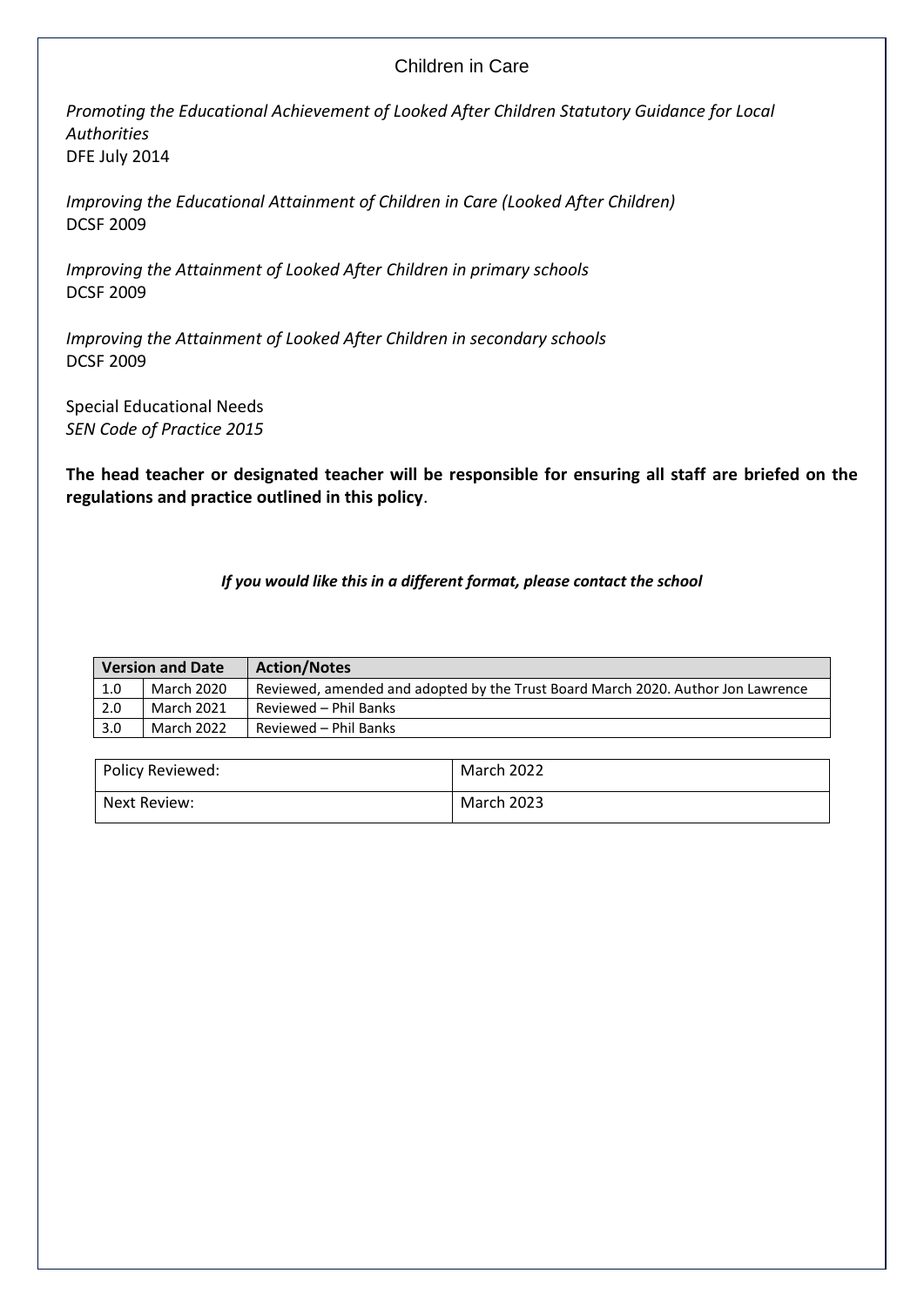Children in Care

*Promoting the Educational Achievement of Looked After Children Statutory Guidance for Local Authorities*
DFE July 2014

*Improving the Educational Attainment of Children in Care (Looked After Children)*
DCSF 2009

*Improving the Attainment of Looked After Children in primary schools*
DCSF 2009

*Improving the Attainment of Looked After Children in secondary schools*
DCSF 2009

Special Educational Needs
*SEN Code of Practice 2015*

**The head teacher or designated teacher will be responsible for ensuring all staff are briefed on the regulations and practice outlined in this policy**.

***If you would like this in a different format, please contact the school***

| Version and Date | | Action/Notes |
|---|---|---|
| 1.0 | March 2020 | Reviewed, amended and adopted by the Trust Board March 2020. Author Jon Lawrence |
| 2.0 | March 2021 | Reviewed – Phil Banks |
| 3.0 | March 2022 | Reviewed – Phil Banks |

| | |
|---|---|
| Policy Reviewed: | March 2022 |
| Next Review: | March 2023 |